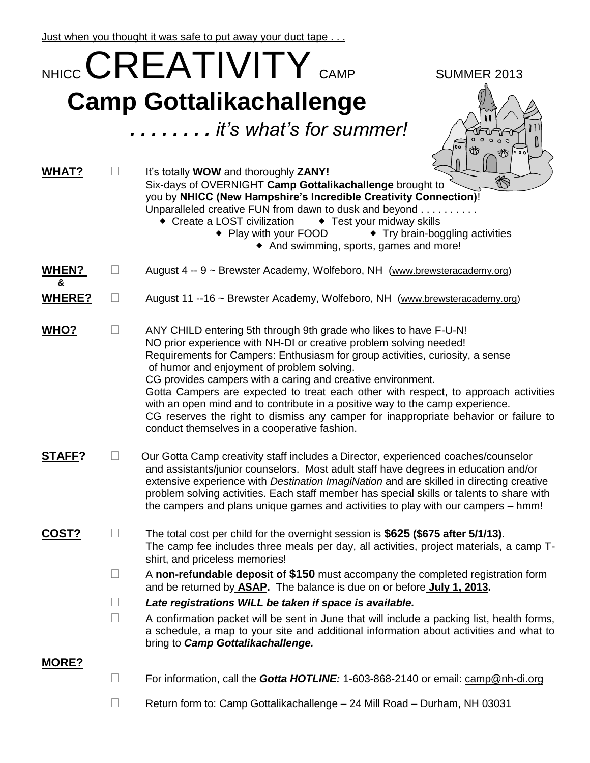Just when you thought it was safe to put away your duct tape . . .

# NHICC CREATIVITY CAMP SUMMER 2013

## Camp Gottalikachallenge

*. . . . . . . . it's what's for summer!*

**WHAT?**

- It's totally **WOW** and thoroughly **ZANY!**
  Six-days of OVERNIGHT **Camp Gottalikachallenge** brought to you by **NHICC (New Hampshire's Incredible Creativity Connection)**!
  Unparalleled creative FUN from dawn to dusk and beyond . . . . . . . . . .
  - Create a LOST civilization
  - Test your midway skills
  - Play with your FOOD
  - Try brain-boggling activities
  - And swimming, sports, games and more!

**WHEN? & WHERE?**

- August 4 -- 9 ~ Brewster Academy, Wolfeboro, NH (www.brewsteracademy.org)
- August 11 --16 ~ Brewster Academy, Wolfeboro, NH (www.brewsteracademy.org)

**WHO?**

- ANY CHILD entering 5th through 9th grade who likes to have F-U-N!
  NO prior experience with NH-DI or creative problem solving needed!
  Requirements for Campers: Enthusiasm for group activities, curiosity, a sense of humor and enjoyment of problem solving.
  CG provides campers with a caring and creative environment.
  Gotta Campers are expected to treat each other with respect, to approach activities with an open mind and to contribute in a positive way to the camp experience.
  CG reserves the right to dismiss any camper for inappropriate behavior or failure to conduct themselves in a cooperative fashion.

**STAFF?**

- Our Gotta Camp creativity staff includes a Director, experienced coaches/counselor and assistants/junior counselors. Most adult staff have degrees in education and/or extensive experience with *Destination ImagiNation* and are skilled in directing creative problem solving activities. Each staff member has special skills or talents to share with the campers and plans unique games and activities to play with our campers – hmm!

**COST?**

- The total cost per child for the overnight session is **$625 ($675 after 5/1/13)**.
  The camp fee includes three meals per day, all activities, project materials, a camp T-shirt, and priceless memories!
- A **non-refundable deposit of $150** must accompany the completed registration form and be returned by **ASAP.** The balance is due on or before **July 1, 2013.**
- ***Late registrations WILL be taken if space is available.***
- A confirmation packet will be sent in June that will include a packing list, health forms, a schedule, a map to your site and additional information about activities and what to bring to ***Camp Gottalikachallenge.***

**MORE?**

- For information, call the ***Gotta HOTLINE:*** 1-603-868-2140 or email: camp@nh-di.org
- Return form to: Camp Gottalikachallenge – 24 Mill Road – Durham, NH 03031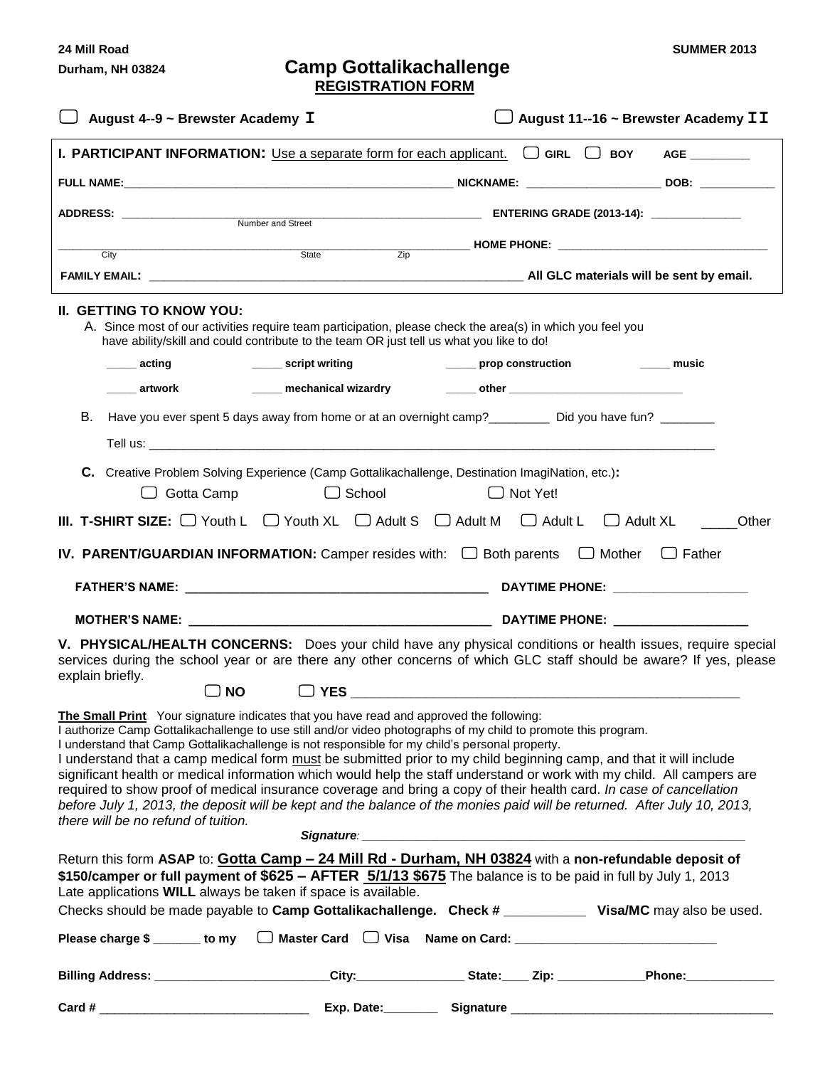24 Mill Road
Durham, NH 03824

SUMMER 2013

# Camp Gottalikachallenge
## REGISTRATION FORM

☐ August 4--9 ~ Brewster Academy I ☐ August 11--16 ~ Brewster Academy II

**I. PARTICIPANT INFORMATION:** Use a separate form for each applicant. ☐ GIRL ☐ BOY AGE ________

**FULL NAME:**______________________________________________ **NICKNAME:** ____________________ **DOB:** ___________

**ADDRESS:** ____________________________________________________ **ENTERING GRADE (2013-14):** ______________
Number and Street

______________________________________________________________ **HOME PHONE:** ________________________________
City State Zip

**FAMILY EMAIL:** _________________________________________________________ **All GLC materials will be sent by email.**

**II. GETTING TO KNOW YOU:**

A. Since most of our activities require team participation, please check the area(s) in which you feel you have ability/skill and could contribute to the team OR just tell us what you like to do!

_____ acting _____ script writing _____ prop construction _____ music

_____ artwork _____ mechanical wizardry _____ other ___________________________

B. Have you ever spent 5 days away from home or at an overnight camp?_________ Did you have fun? ________

Tell us: ____________________________________________________________________________________

C. Creative Problem Solving Experience (Camp Gottalikachallenge, Destination ImagiNation, etc.):

☐ Gotta Camp ☐ School ☐ Not Yet!

**III. T-SHIRT SIZE:** ☐ Youth L ☐ Youth XL ☐ Adult S ☐ Adult M ☐ Adult L ☐ Adult XL _____Other

**IV. PARENT/GUARDIAN INFORMATION:** Camper resides with: ☐ Both parents ☐ Mother ☐ Father

**FATHER'S NAME:** __________________________________________ **DAYTIME PHONE:** ___________________

**MOTHER'S NAME:** __________________________________________ **DAYTIME PHONE:** ___________________

**V. PHYSICAL/HEALTH CONCERNS:** Does your child have any physical conditions or health issues, require special services during the school year or are there any other concerns of which GLC staff should be aware? If yes, please explain briefly.

☐ **NO** ☐ **YES** ______________________________________________________

**The Small Print** Your signature indicates that you have read and approved the following:
I authorize Camp Gottalikachallenge to use still and/or video photographs of my child to promote this program.
I understand that Camp Gottalikachallenge is not responsible for my child's personal property.
I understand that a camp medical form must be submitted prior to my child beginning camp, and that it will include significant health or medical information which would help the staff understand or work with my child. All campers are required to show proof of medical insurance coverage and bring a copy of their health card. *In case of cancellation before July 1, 2013, the deposit will be kept and the balance of the monies paid will be returned. After July 10, 2013, there will be no refund of tuition.*

***Signature:*** ________________________________________________________

Return this form **ASAP** to: **Gotta Camp – 24 Mill Rd - Durham, NH 03824** with a **non-refundable deposit of $150/camper or full payment of $625 – AFTER 5/1/13 $675** The balance is to be paid in full by July 1, 2013
Late applications **WILL** always be taken if space is available.

Checks should be made payable to **Camp Gottalikachallenge. Check #** ___________ **Visa/MC** may also be used.

**Please charge $** _______ **to my** ☐ **Master Card** ☐ **Visa Name on Card:** ____________________________

**Billing Address:** _________________________**City:**________________ **State:**____ **Zip:** _____________**Phone:**_____________

**Card #** ______________________________ **Exp. Date:**________ **Signature** ______________________________________